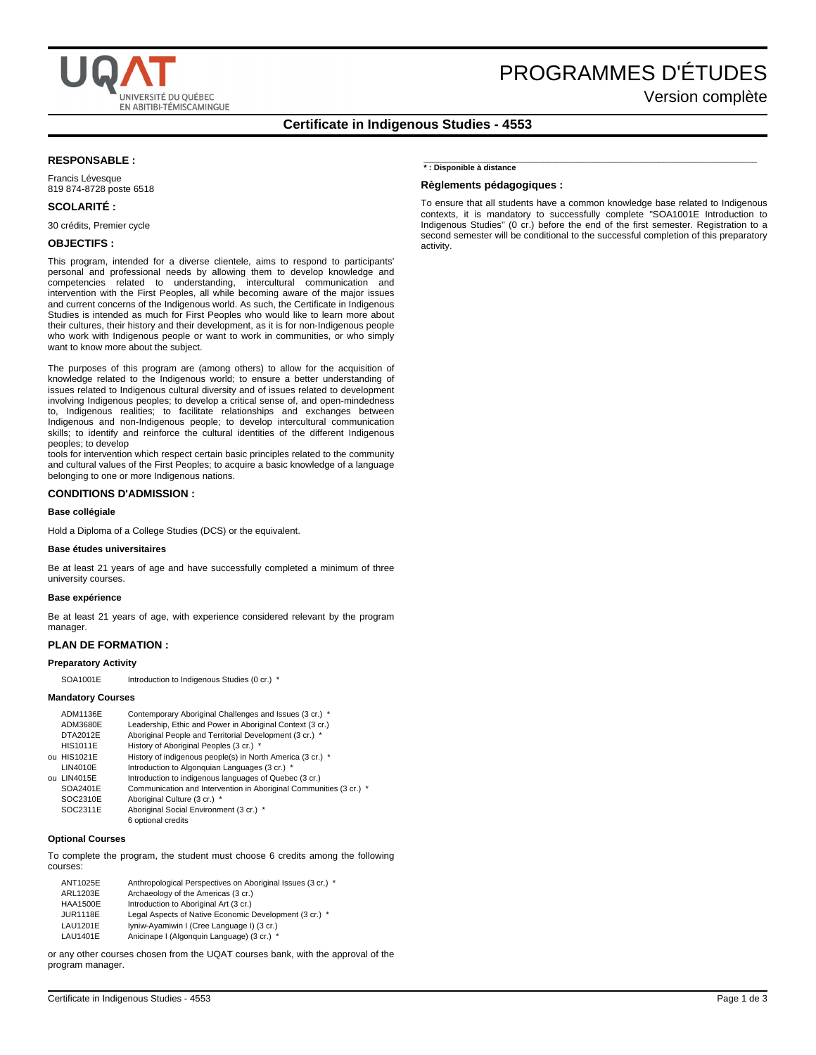# Certificate in Indigenous Studies - 4553

### RESPONSABLE :

Francis Lévesque
819 874-8728 poste 6518

### SCOLARITÉ :

30 crédits, Premier cycle

### OBJECTIFS :

This program, intended for a diverse clientele, aims to respond to participants' personal and professional needs by allowing them to develop knowledge and competencies related to understanding, intercultural communication and intervention with the First Peoples, all while becoming aware of the major issues and current concerns of the Indigenous world. As such, the Certificate in Indigenous Studies is intended as much for First Peoples who would like to learn more about their cultures, their history and their development, as it is for non-Indigenous people who work with Indigenous people or want to work in communities, or who simply want to know more about the subject.

The purposes of this program are (among others) to allow for the acquisition of knowledge related to the Indigenous world; to ensure a better understanding of issues related to Indigenous cultural diversity and of issues related to development involving Indigenous peoples; to develop a critical sense of, and open-mindedness to, Indigenous realities; to facilitate relationships and exchanges between Indigenous and non-Indigenous people; to develop intercultural communication skills; to identify and reinforce the cultural identities of the different Indigenous peoples; to develop
tools for intervention which respect certain basic principles related to the community and cultural values of the First Peoples; to acquire a basic knowledge of a language belonging to one or more Indigenous nations.

### CONDITIONS D'ADMISSION :

#### Base collégiale

Hold a Diploma of a College Studies (DCS) or the equivalent.

#### Base études universitaires

Be at least 21 years of age and have successfully completed a minimum of three university courses.

#### Base expérience

Be at least 21 years of age, with experience considered relevant by the program manager.

### PLAN DE FORMATION :

#### Preparatory Activity

SOA1001E Introduction to Indigenous Studies (0 cr.) *

#### Mandatory Courses

| | Code | Course |
|---|---|---|
| | ADM1136E | Contemporary Aboriginal Challenges and Issues (3 cr.) * |
| | ADM3680E | Leadership, Ethic and Power in Aboriginal Context (3 cr.) |
| | DTA2012E | Aboriginal People and Territorial Development (3 cr.) * |
| | HIS1011E | History of Aboriginal Peoples (3 cr.) * |
| ou | HIS1021E | History of indigenous people(s) in North America (3 cr.) * |
| | LIN4010E | Introduction to Algonquian Languages (3 cr.) * |
| ou | LIN4015E | Introduction to indigenous languages of Quebec (3 cr.) |
| | SOA2401E | Communication and Intervention in Aboriginal Communities (3 cr.) * |
| | SOC2310E | Aboriginal Culture (3 cr.) * |
| | SOC2311E | Aboriginal Social Environment (3 cr.) * |
| | | 6 optional credits |

#### Optional Courses

To complete the program, the student must choose 6 credits among the following courses:

| Code | Course |
|---|---|
| ANT1025E | Anthropological Perspectives on Aboriginal Issues (3 cr.) * |
| ARL1203E | Archaeology of the Americas (3 cr.) |
| HAA1500E | Introduction to Aboriginal Art (3 cr.) |
| JUR1118E | Legal Aspects of Native Economic Development (3 cr.) * |
| LAU1201E | Iyniw-Ayamiwin I (Cree Language I) (3 cr.) |
| LAU1401E | Anicinape I (Algonquin Language) (3 cr.) * |

or any other courses chosen from the UQAT courses bank, with the approval of the program manager.

**\* : Disponible à distance**

### Règlements pédagogiques :

To ensure that all students have a common knowledge base related to Indigenous contexts, it is mandatory to successfully complete "SOA1001E Introduction to Indigenous Studies" (0 cr.) before the end of the first semester. Registration to a second semester will be conditional to the successful completion of this preparatory activity.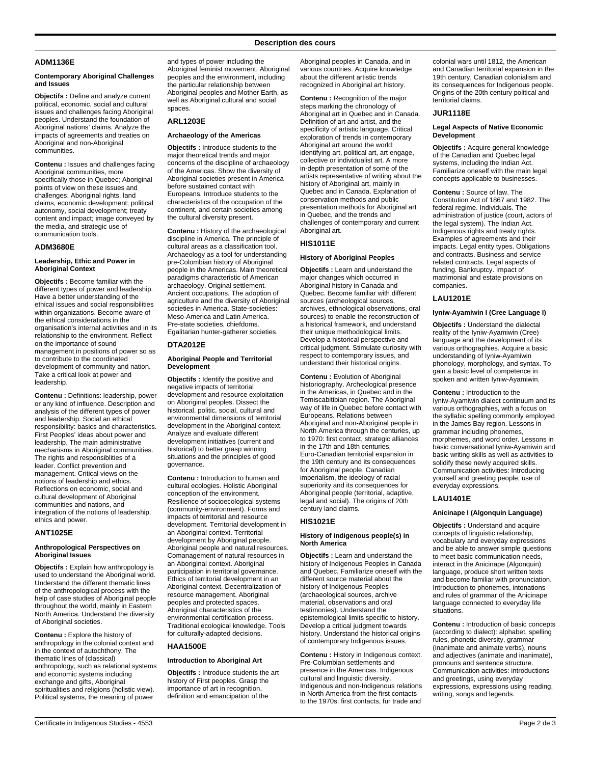## Description des cours

### ADM1136E

**Contemporary Aboriginal Challenges and Issues**

**Objectifs :** Define and analyze current political, economic, social and cultural issues and challenges facing Aboriginal peoples. Understand the foundation of Aboriginal nations' claims. Analyze the impacts of agreements and treaties on Aboriginal and non-Aboriginal communities.

**Contenu :** Issues and challenges facing Aboriginal communities, more specifically those in Quebec; Aboriginal points of view on these issues and challenges; Aboriginal rights, land claims, economic development; political autonomy, social development; treaty content and impact; image conveyed by the media, and strategic use of communication tools.

### ADM3680E

**Leadership, Ethic and Power in Aboriginal Context**

**Objectifs :** Become familiar with the different types of power and leadership. Have a better understanding of the ethical issues and social responsibilities within organizations. Become aware of the ethical considerations in the organisation's internal activities and in its relationship to the environment. Reflect on the importance of sound management in positions of power so as to contribute to the coordinated development of community and nation. Take a critical look at power and leadership.

**Contenu :** Definitions: leadership, power or any kind of influence. Description and analysis of the different types of power and leadership. Social an ethical responsibility: basics and characteristics. First Peoples' ideas about power and leadership. The main administrative mechanisms in Aboriginal communities. The rights and responsiblities of a leader. Conflict prevention and management. Critical views on the notions of leadership and ethics. Reflections on economic, social and cultural development of Aboriginal communities and nations, and integration of the notions of leadership, ethics and power.

### ANT1025E

**Anthropological Perspectives on Aboriginal Issues**

**Objectifs :** Explain how anthropology is used to understand the Aboriginal world. Understand the different thematic lines of the anthropological process with the help of case studies of Aboriginal people throughout the world, mainly in Eastern North America. Understand the diversity of Aboriginal societies.

**Contenu :** Explore the history of anthropology in the colonial context and in the context of autochthony. The thematic lines of (classical) anthropology, such as relational systems and economic systems including exchange and gifts, Aboriginal spiritualities and religions (holistic view). Political systems, the meaning of power and types of power including the Aboriginal feminist movement. Aboriginal peoples and the environment, including the particular relationship between Aboriginal peoples and Mother Earth, as well as Aboriginal cultural and social spaces.

### ARL1203E

**Archaeology of the Americas**

**Objectifs :** Introduce students to the major theoretical trends and major concerns of the discipline of archaeology of the Americas. Show the diversity of Aboriginal societies present in America before sustained contact with Europeans. Introduce students to the characteristics of the occupation of the continent, and certain societies among the cultural diversity present.

**Contenu :** History of the archaeological discipline in America. The principle of cultural areas as a classification tool. Archaeology as a tool for understanding pre-Colombian history of Aboriginal people in the Americas. Main theoretical paradigms characteristic of American archaeology. Original settlement. Ancient occupations. The adoption of agriculture and the diversity of Aboriginal societies in America. State-societies: Meso-America and Latin America. Pre-state societies, chiefdoms. Egalitarian hunter-gatherer societies.

### DTA2012E

**Aboriginal People and Territorial Development**

**Objectifs :** Identify the positive and negative impacts of territorial development and resource exploitation on Aboriginal peoples. Dissect the historical, politic, social, cultural and environmental dimensions of territorial development in the Aboriginal context. Analyze and evaluate different development initiatives (current and historical) to better grasp winning situations and the principles of good governance.

**Contenu :** Introduction to human and cultural ecologies. Holistic Aboriginal conception of the environment. Resilience of socioecological systems (community-environment). Forms and impacts of territorial and resource development. Territorial development in an Aboriginal context. Territorial development by Aboriginal people. Aboriginal people and natural resources. Comanagement of natural resources in an Aboriginal context. Aboriginal participation in territorial governance. Ethics of territorial development in an Aboriginal context. Decentralization of resource management. Aboriginal peoples and protected spaces. Aboriginal characteristics of the environmental certification process. Traditional ecological knowledge. Tools for culturally-adapted decisions.

### HAA1500E

**Introduction to Aboriginal Art**

**Objectifs :** Introduce students the art history of First peoples. Grasp the importance of art in recognition, definition and emancipation of the Aboriginal peoples in Canada, and in various countries. Acquire knowledge about the different artistic trends recognized in Aboriginal art history.

**Contenu :** Recognition of the major steps marking the chronology of Aboriginal art in Quebec and in Canada. Definition of art and artist, and the specificity of artistic language. Critical exploration of trends in contemporary Aboriginal art around the world: identifying art, political art, art engage, collective or individualist art. A more in-depth presentation of some of the artists representative of writing about the history of Aboriginal art, mainly in Quebec and in Canada. Explanation of conservation methods and public presentation methods for Aboriginal art in Quebec, and the trends and challenges of contemporary and current Aboriginal art.

### HIS1011E

**History of Aboriginal Peoples**

**Objectifs :** Learn and understand the major changes which occurred in Aboriginal history in Canada and Quebec. Become familiar with different sources (archeological sources, archives, ethnological observations, oral sources) to enable the reconstruction of a historical framework, and understand their unique methodological limits. Develop a historical perspective and critical judgment. Stimulate curiosity with respect to contemporary issues, and understand their historical origins.

**Contenu :** Evolution of Aboriginal historiography. Archeological presence in the Americas, in Quebec and in the Temiscabitibian region. The Aboriginal way of life in Quebec before contact with Europeans. Relations between Aboriginal and non-Aboriginal people in North America through the centuries, up to 1970: first contact, strategic alliances in the 17th and 18th centuries, Euro-Canadian territorial expansion in the 19th century and its consequences for Aboriginal people, Canadian imperialism, the ideology of racial superiority and its consequences for Aboriginal people (territorial, adaptive, legal and social). The origins of 20th century land claims.

### HIS1021E

**History of indigenous people(s) in North America**

**Objectifs :** Learn and understand the history of Indigenous Peoples in Canada and Quebec. Familiarize oneself with the different source material about the history of Indigenous Peoples (archaeological sources, archive material, observations and oral testimonies). Understand the epistemological limits specific to history. Develop a critical judgment towards history. Understand the historical origins of contemporary Indigenous issues.

**Contenu :** History in Indigenous context. Pre-Columbian settlements and presence in the Americas. Indigenous cultural and linguistic diversity. Indigenous and non-Indigenous relations in North America from the first contacts to the 1970s: first contacts, fur trade and colonial wars until 1812, the American and Canadian territorial expansion in the 19th century, Canadian colonialism and its consequences for Indigenous people. Origins of the 20th century political and territorial claims.

### JUR1118E

**Legal Aspects of Native Economic Development**

**Objectifs :** Acquire general knowledge of the Canadian and Quebec legal systems, including the Indian Act. Familiarize oneself with the main legal concepts applicable to businesses.

**Contenu :** Source of law. The Constitution Act of 1867 and 1982. The federal regime. Individuals. The administration of justice (court, actors of the legal system). The Indian Act. Indigenous rights and treaty rights. Examples of agreements and their impacts. Legal entity types. Obligations and contracts. Business and service related contracts. Legal aspects of funding. Bankruptcy. Impact of matrimonial and estate provisions on companies.

### LAU1201E

**Iyniw-Ayamiwin I (Cree Language I)**

**Objectifs :** Understand the dialectal reality of the Iyniw-Ayamiwin (Cree) language and the development of its various orthographies. Acquire a basic understanding of Iyniw-Ayamiwin phonology, morphology, and syntax. To gain a basic level of competence in spoken and written Iyniw-Ayamiwin.

**Contenu :** Introduction to the Iyniw-Ayamiwin dialect continuum and its various orthographies, with a focus on the syllabic spelling commonly employed in the James Bay region. Lessons in grammar including phonemes, morphemes, and word order. Lessons in basic conversational Iyniw-Ayamiwin and basic writing skills as well as activities to solidify these newly acquired skills. Communication activities: Introducing yourself and greeting people, use of everyday expressions.

### LAU1401E

**Anicinape I (Algonquin Language)**

**Objectifs :** Understand and acquire concepts of linguistic relationship, vocabulary and everyday expressions and be able to answer simple questions to meet basic communication needs, interact in the Anicinape (Algonquin) language, produce short written texts and become familiar with pronunciation. Introduction to phonemes, intonations and rules of grammar of the Anicinape language connected to everyday life situations.

**Contenu :** Introduction of basic concepts (according to dialect): alphabet, spelling rules, phonetic diversity, grammar (inanimate and animate verbs), nouns and adjectives (animate and inanimate), pronouns and sentence structure. Communication activities: introductions and greetings, using everyday expressions, expressions using reading, writing, songs and legends.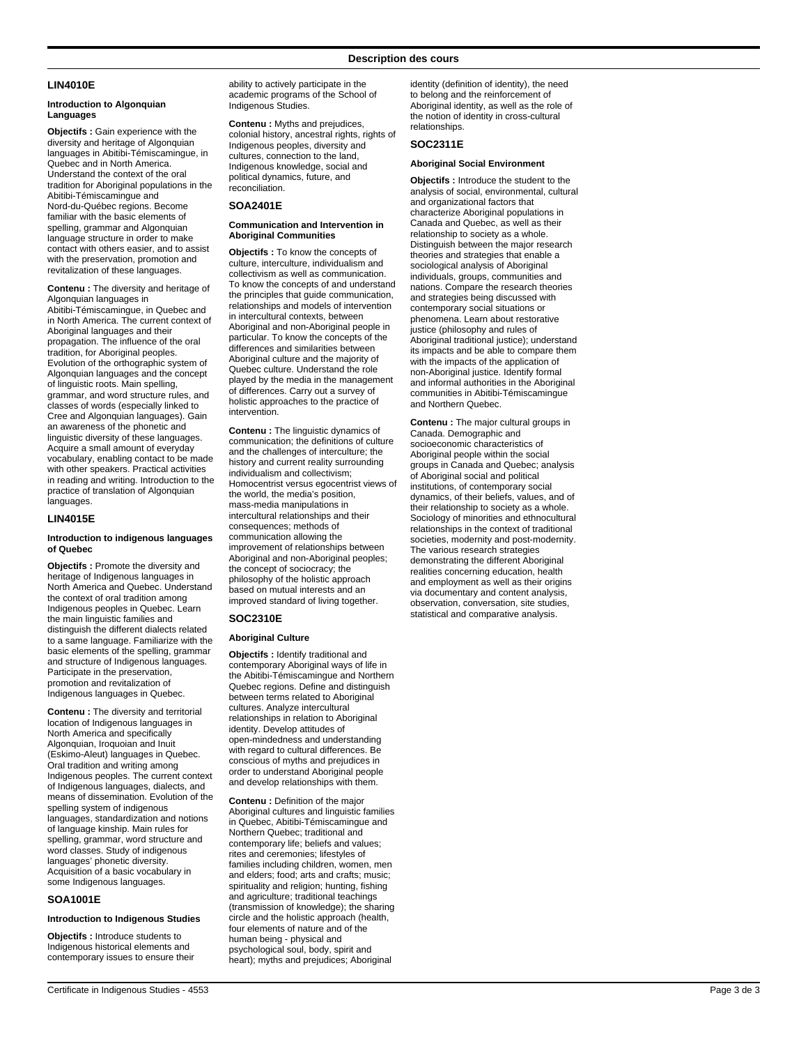## Description des cours

### LIN4010E

#### Introduction to Algonquian Languages

**Objectifs :** Gain experience with the diversity and heritage of Algonquian languages in Abitibi-Témiscamingue, in Quebec and in North America. Understand the context of the oral tradition for Aboriginal populations in the Abitibi-Témiscamingue and Nord-du-Québec regions. Become familiar with the basic elements of spelling, grammar and Algonquian language structure in order to make contact with others easier, and to assist with the preservation, promotion and revitalization of these languages.

**Contenu :** The diversity and heritage of Algonquian languages in Abitibi-Témiscamingue, in Quebec and in North America. The current context of Aboriginal languages and their propagation. The influence of the oral tradition, for Aboriginal peoples. Evolution of the orthographic system of Algonquian languages and the concept of linguistic roots. Main spelling, grammar, and word structure rules, and classes of words (especially linked to Cree and Algonquian languages). Gain an awareness of the phonetic and linguistic diversity of these languages. Acquire a small amount of everyday vocabulary, enabling contact to be made with other speakers. Practical activities in reading and writing. Introduction to the practice of translation of Algonquian languages.

### LIN4015E

#### Introduction to indigenous languages of Quebec

**Objectifs :** Promote the diversity and heritage of Indigenous languages in North America and Quebec. Understand the context of oral tradition among Indigenous peoples in Quebec. Learn the main linguistic families and distinguish the different dialects related to a same language. Familiarize with the basic elements of the spelling, grammar and structure of Indigenous languages. Participate in the preservation, promotion and revitalization of Indigenous languages in Quebec.

**Contenu :** The diversity and territorial location of Indigenous languages in North America and specifically Algonquian, Iroquoian and Inuit (Eskimo-Aleut) languages in Quebec. Oral tradition and writing among Indigenous peoples. The current context of Indigenous languages, dialects, and means of dissemination. Evolution of the spelling system of indigenous languages, standardization and notions of language kinship. Main rules for spelling, grammar, word structure and word classes. Study of indigenous languages' phonetic diversity. Acquisition of a basic vocabulary in some Indigenous languages.

### SOA1001E

#### Introduction to Indigenous Studies

**Objectifs :** Introduce students to Indigenous historical elements and contemporary issues to ensure their ability to actively participate in the academic programs of the School of Indigenous Studies.

**Contenu :** Myths and prejudices, colonial history, ancestral rights, rights of Indigenous peoples, diversity and cultures, connection to the land, Indigenous knowledge, social and political dynamics, future, and reconciliation.

### SOA2401E

#### Communication and Intervention in Aboriginal Communities

**Objectifs :** To know the concepts of culture, interculture, individualism and collectivism as well as communication. To know the concepts of and understand the principles that guide communication, relationships and models of intervention in intercultural contexts, between Aboriginal and non-Aboriginal people in particular. To know the concepts of the differences and similarities between Aboriginal culture and the majority of Quebec culture. Understand the role played by the media in the management of differences. Carry out a survey of holistic approaches to the practice of intervention.

**Contenu :** The linguistic dynamics of communication; the definitions of culture and the challenges of interculture; the history and current reality surrounding individualism and collectivism; Homocentrist versus egocentrist views of the world, the media's position, mass-media manipulations in intercultural relationships and their consequences; methods of communication allowing the improvement of relationships between Aboriginal and non-Aboriginal peoples; the concept of sociocracy; the philosophy of the holistic approach based on mutual interests and an improved standard of living together.

### SOC2310E

#### Aboriginal Culture

**Objectifs :** Identify traditional and contemporary Aboriginal ways of life in the Abitibi-Témiscamingue and Northern Quebec regions. Define and distinguish between terms related to Aboriginal cultures. Analyze intercultural relationships in relation to Aboriginal identity. Develop attitudes of open-mindedness and understanding with regard to cultural differences. Be conscious of myths and prejudices in order to understand Aboriginal people and develop relationships with them.

**Contenu :** Definition of the major Aboriginal cultures and linguistic families in Quebec, Abitibi-Témiscamingue and Northern Quebec; traditional and contemporary life; beliefs and values; rites and ceremonies; lifestyles of families including children, women, men and elders; food; arts and crafts; music; spirituality and religion; hunting, fishing and agriculture; traditional teachings (transmission of knowledge); the sharing circle and the holistic approach (health, four elements of nature and of the human being - physical and psychological soul, body, spirit and heart); myths and prejudices; Aboriginal identity (definition of identity), the need to belong and the reinforcement of Aboriginal identity, as well as the role of the notion of identity in cross-cultural relationships.

### SOC2311E

#### Aboriginal Social Environment

**Objectifs :** Introduce the student to the analysis of social, environmental, cultural and organizational factors that characterize Aboriginal populations in Canada and Quebec, as well as their relationship to society as a whole. Distinguish between the major research theories and strategies that enable a sociological analysis of Aboriginal individuals, groups, communities and nations. Compare the research theories and strategies being discussed with contemporary social situations or phenomena. Learn about restorative justice (philosophy and rules of Aboriginal traditional justice); understand its impacts and be able to compare them with the impacts of the application of non-Aboriginal justice. Identify formal and informal authorities in the Aboriginal communities in Abitibi-Témiscamingue and Northern Quebec.

**Contenu :** The major cultural groups in Canada. Demographic and socioeconomic characteristics of Aboriginal people within the social groups in Canada and Quebec; analysis of Aboriginal social and political institutions, of contemporary social dynamics, of their beliefs, values, and of their relationship to society as a whole. Sociology of minorities and ethnocultural relationships in the context of traditional societies, modernity and post-modernity. The various research strategies demonstrating the different Aboriginal realities concerning education, health and employment as well as their origins via documentary and content analysis, observation, conversation, site studies, statistical and comparative analysis.